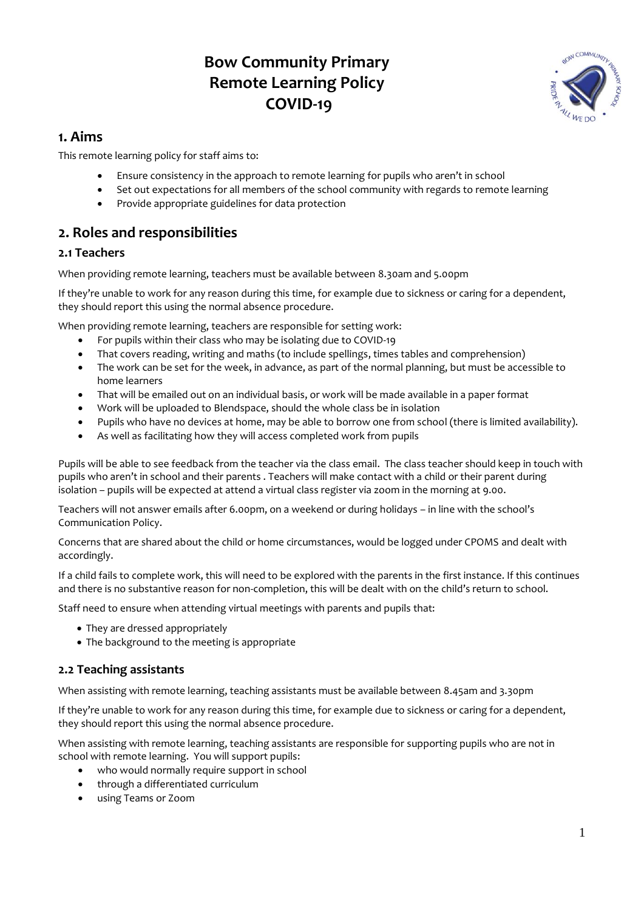# Bow Community Primary
# Remote Learning Policy
# COVID-19

## 1. Aims

This remote learning policy for staff aims to:

- Ensure consistency in the approach to remote learning for pupils who aren't in school
- Set out expectations for all members of the school community with regards to remote learning
- Provide appropriate guidelines for data protection

## 2. Roles and responsibilities

### 2.1 Teachers

When providing remote learning, teachers must be available between 8.30am and 5.00pm

If they're unable to work for any reason during this time, for example due to sickness or caring for a dependent, they should report this using the normal absence procedure.

When providing remote learning, teachers are responsible for setting work:

- For pupils within their class who may be isolating due to COVID-19
- That covers reading, writing and maths (to include spellings, times tables and comprehension)
- The work can be set for the week, in advance, as part of the normal planning, but must be accessible to home learners
- That will be emailed out on an individual basis, or work will be made available in a paper format
- Work will be uploaded to Blendspace, should the whole class be in isolation
- Pupils who have no devices at home, may be able to borrow one from school (there is limited availability).
- As well as facilitating how they will access completed work from pupils

Pupils will be able to see feedback from the teacher via the class email. The class teacher should keep in touch with pupils who aren't in school and their parents . Teachers will make contact with a child or their parent during isolation – pupils will be expected at attend a virtual class register via zoom in the morning at 9.00.

Teachers will not answer emails after 6.00pm, on a weekend or during holidays – in line with the school's Communication Policy.

Concerns that are shared about the child or home circumstances, would be logged under CPOMS and dealt with accordingly.

If a child fails to complete work, this will need to be explored with the parents in the first instance. If this continues and there is no substantive reason for non-completion, this will be dealt with on the child's return to school.

Staff need to ensure when attending virtual meetings with parents and pupils that:

- They are dressed appropriately
- The background to the meeting is appropriate

### 2.2 Teaching assistants

When assisting with remote learning, teaching assistants must be available between 8.45am and 3.30pm

If they're unable to work for any reason during this time, for example due to sickness or caring for a dependent, they should report this using the normal absence procedure.

When assisting with remote learning, teaching assistants are responsible for supporting pupils who are not in school with remote learning. You will support pupils:

- who would normally require support in school
- through a differentiated curriculum
- using Teams or Zoom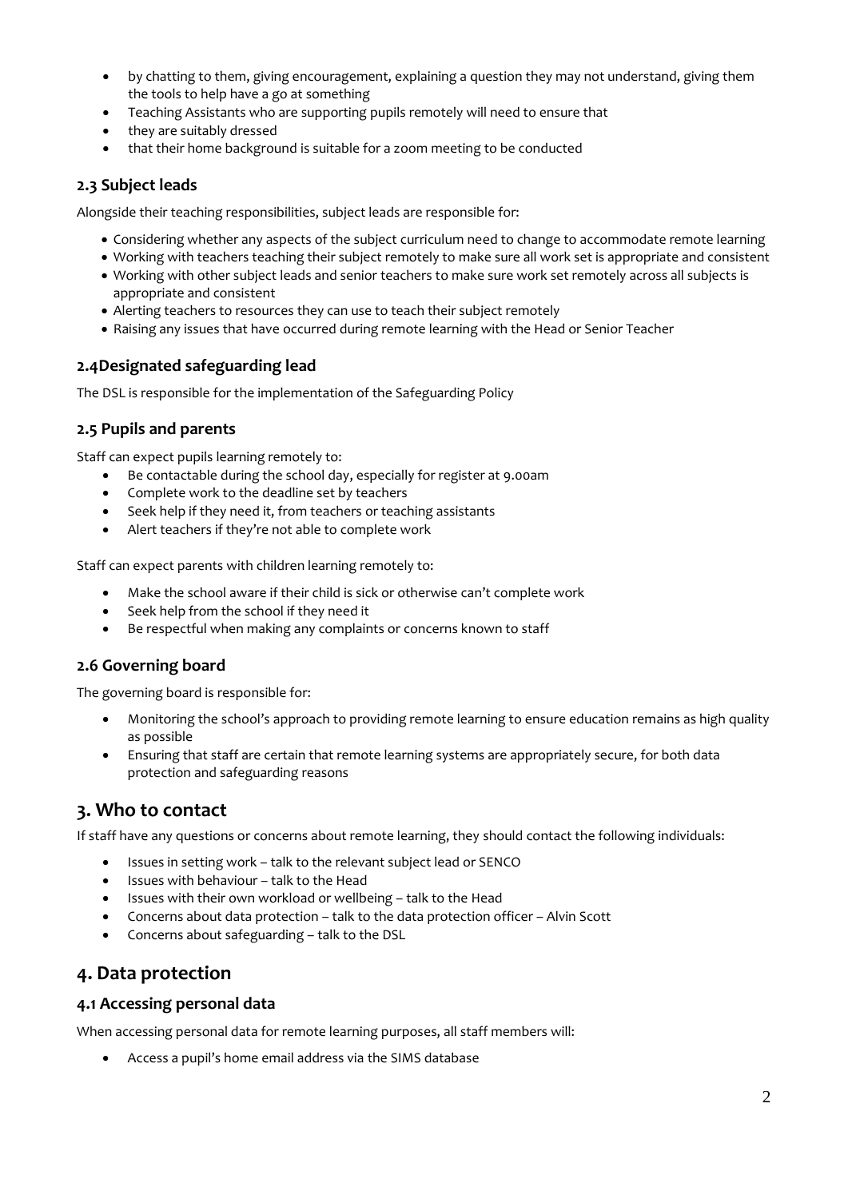- by chatting to them, giving encouragement, explaining a question they may not understand, giving them the tools to help have a go at something
- Teaching Assistants who are supporting pupils remotely will need to ensure that
- they are suitably dressed
- that their home background is suitable for a zoom meeting to be conducted

### 2.3 Subject leads

Alongside their teaching responsibilities, subject leads are responsible for:

- Considering whether any aspects of the subject curriculum need to change to accommodate remote learning
- Working with teachers teaching their subject remotely to make sure all work set is appropriate and consistent
- Working with other subject leads and senior teachers to make sure work set remotely across all subjects is appropriate and consistent
- Alerting teachers to resources they can use to teach their subject remotely
- Raising any issues that have occurred during remote learning with the Head or Senior Teacher

### 2.4Designated safeguarding lead

The DSL is responsible for the implementation of the Safeguarding Policy

### 2.5 Pupils and parents

Staff can expect pupils learning remotely to:

- Be contactable during the school day, especially for register at 9.00am
- Complete work to the deadline set by teachers
- Seek help if they need it, from teachers or teaching assistants
- Alert teachers if they're not able to complete work

Staff can expect parents with children learning remotely to:

- Make the school aware if their child is sick or otherwise can't complete work
- Seek help from the school if they need it
- Be respectful when making any complaints or concerns known to staff

### 2.6 Governing board

The governing board is responsible for:

- Monitoring the school's approach to providing remote learning to ensure education remains as high quality as possible
- Ensuring that staff are certain that remote learning systems are appropriately secure, for both data protection and safeguarding reasons

## 3. Who to contact

If staff have any questions or concerns about remote learning, they should contact the following individuals:

- Issues in setting work – talk to the relevant subject lead or SENCO
- Issues with behaviour – talk to the Head
- Issues with their own workload or wellbeing – talk to the Head
- Concerns about data protection – talk to the data protection officer – Alvin Scott
- Concerns about safeguarding – talk to the DSL

## 4. Data protection

### 4.1 Accessing personal data

When accessing personal data for remote learning purposes, all staff members will:

- Access a pupil's home email address via the SIMS database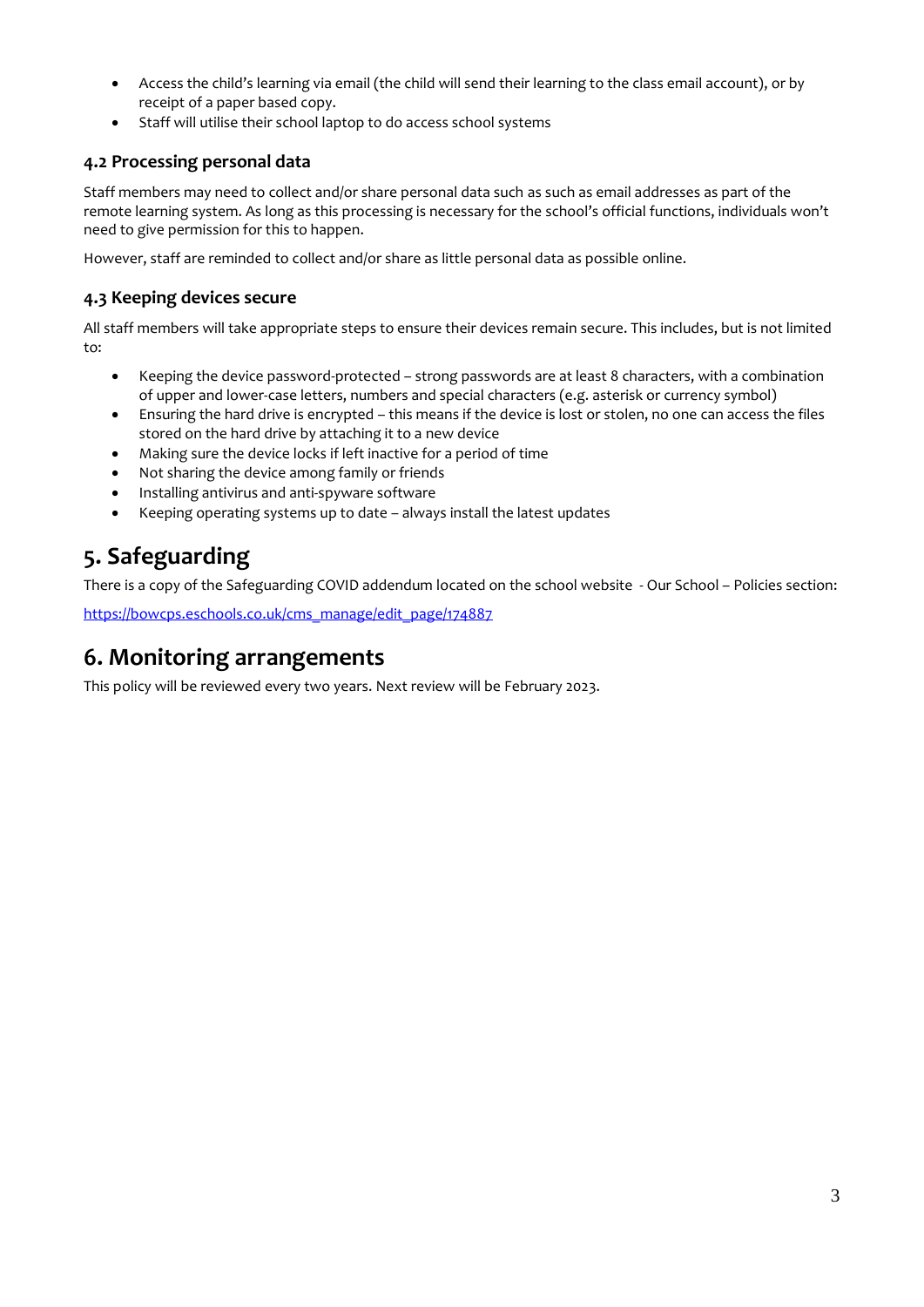- Access the child's learning via email (the child will send their learning to the class email account), or by receipt of a paper based copy.
- Staff will utilise their school laptop to do access school systems

### 4.2 Processing personal data

Staff members may need to collect and/or share personal data such as such as email addresses as part of the remote learning system. As long as this processing is necessary for the school's official functions, individuals won't need to give permission for this to happen.

However, staff are reminded to collect and/or share as little personal data as possible online.

### 4.3 Keeping devices secure

All staff members will take appropriate steps to ensure their devices remain secure. This includes, but is not limited to:

- Keeping the device password-protected – strong passwords are at least 8 characters, with a combination of upper and lower-case letters, numbers and special characters (e.g. asterisk or currency symbol)
- Ensuring the hard drive is encrypted – this means if the device is lost or stolen, no one can access the files stored on the hard drive by attaching it to a new device
- Making sure the device locks if left inactive for a period of time
- Not sharing the device among family or friends
- Installing antivirus and anti-spyware software
- Keeping operating systems up to date – always install the latest updates

## 5. Safeguarding

There is a copy of the Safeguarding COVID addendum located on the school website - Our School – Policies section:

[https://bowcps.eschools.co.uk/cms_manage/edit_page/174887](https://bowcps.eschools.co.uk/cms_manage/edit_page/174887)

## 6. Monitoring arrangements

This policy will be reviewed every two years. Next review will be February 2023.